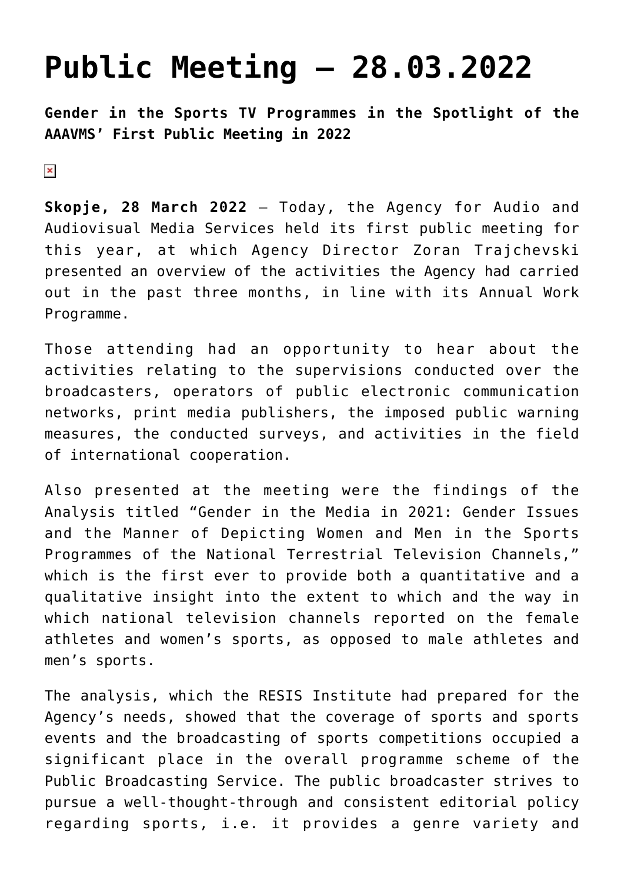# Public Meeting – 28.03.2022

**Gender in the Sports TV Programmes in the Spotlight of the AAAVMS' First Public Meeting in 2022**

**Skopje, 28 March 2022** – Today, the Agency for Audio and Audiovisual Media Services held its first public meeting for this year, at which Agency Director Zoran Trajchevski presented an overview of the activities the Agency had carried out in the past three months, in line with its Annual Work Programme.

Those attending had an opportunity to hear about the activities relating to the supervisions conducted over the broadcasters, operators of public electronic communication networks, print media publishers, the imposed public warning measures, the conducted surveys, and activities in the field of international cooperation.

Also presented at the meeting were the findings of the Analysis titled "Gender in the Media in 2021: Gender Issues and the Manner of Depicting Women and Men in the Sports Programmes of the National Terrestrial Television Channels," which is the first ever to provide both a quantitative and a qualitative insight into the extent to which and the way in which national television channels reported on the female athletes and women's sports, as opposed to male athletes and men's sports.

The analysis, which the RESIS Institute had prepared for the Agency's needs, showed that the coverage of sports and sports events and the broadcasting of sports competitions occupied a significant place in the overall programme scheme of the Public Broadcasting Service. The public broadcaster strives to pursue a well-thought-through and consistent editorial policy regarding sports, i.e. it provides a genre variety and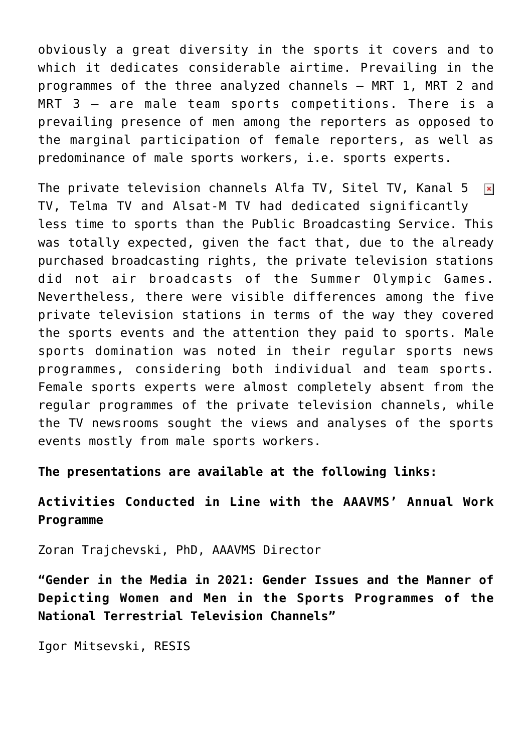obviously a great diversity in the sports it covers and to which it dedicates considerable airtime. Prevailing in the programmes of the three analyzed channels – MRT 1, MRT 2 and MRT 3 – are male team sports competitions. There is a prevailing presence of men among the reporters as opposed to the marginal participation of female reporters, as well as predominance of male sports workers, i.e. sports experts.

The private television channels Alfa TV, Sitel TV, Kanal 5 TV, Telma TV and Alsat-M TV had dedicated significantly less time to sports than the Public Broadcasting Service. This was totally expected, given the fact that, due to the already purchased broadcasting rights, the private television stations did not air broadcasts of the Summer Olympic Games. Nevertheless, there were visible differences among the five private television stations in terms of the way they covered the sports events and the attention they paid to sports. Male sports domination was noted in their regular sports news programmes, considering both individual and team sports. Female sports experts were almost completely absent from the regular programmes of the private television channels, while the TV newsrooms sought the views and analyses of the sports events mostly from male sports workers.

**The presentations are available at the following links:**

**Activities Conducted in Line with the AAAVMS' Annual Work Programme**

Zoran Trajchevski, PhD, AAAVMS Director

**"Gender in the Media in 2021: Gender Issues and the Manner of Depicting Women and Men in the Sports Programmes of the National Terrestrial Television Channels"**

Igor Mitsevski, RESIS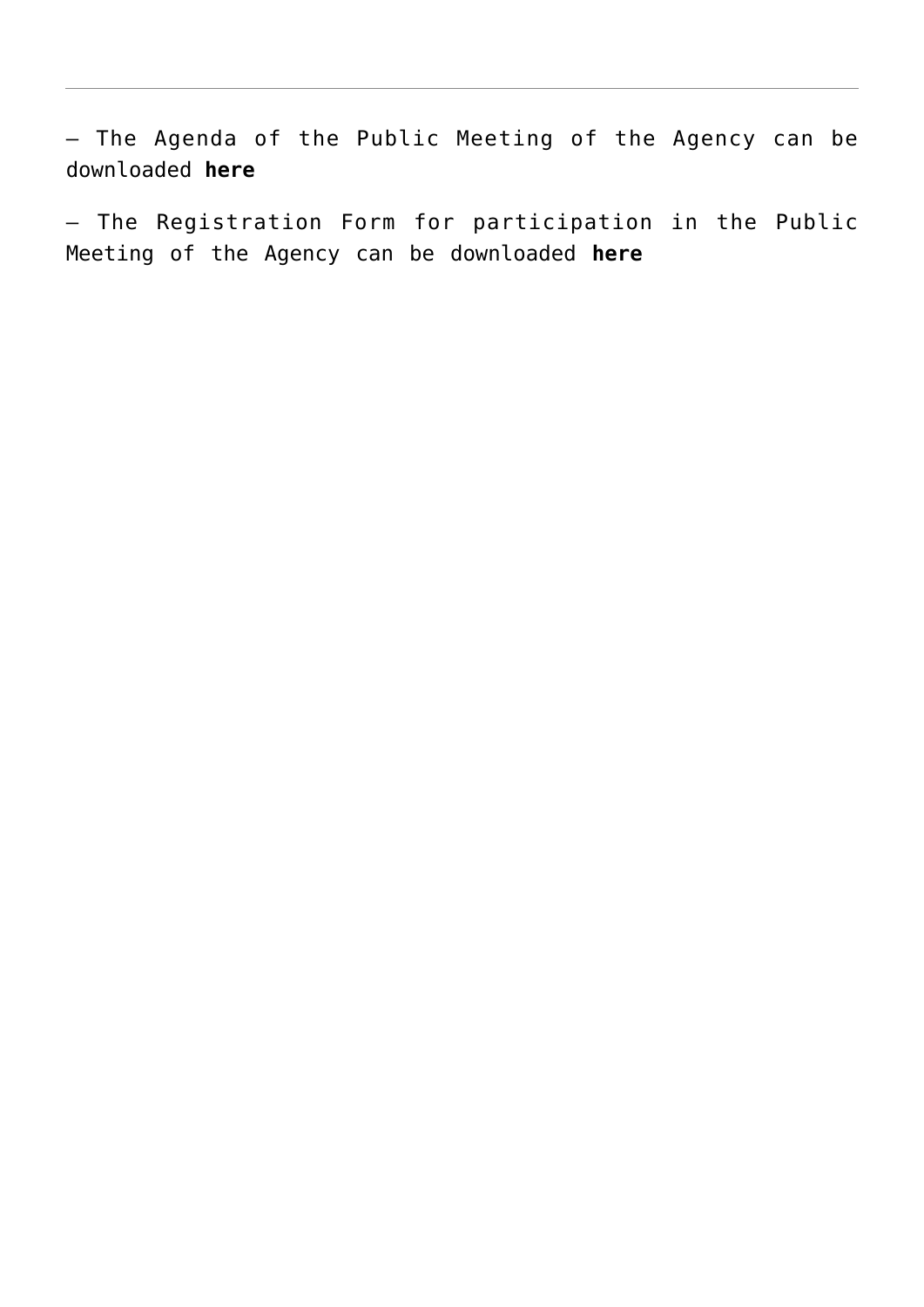– The Agenda of the Public Meeting of the Agency can be downloaded **here**

– The Registration Form for participation in the Public Meeting of the Agency can be downloaded **here**